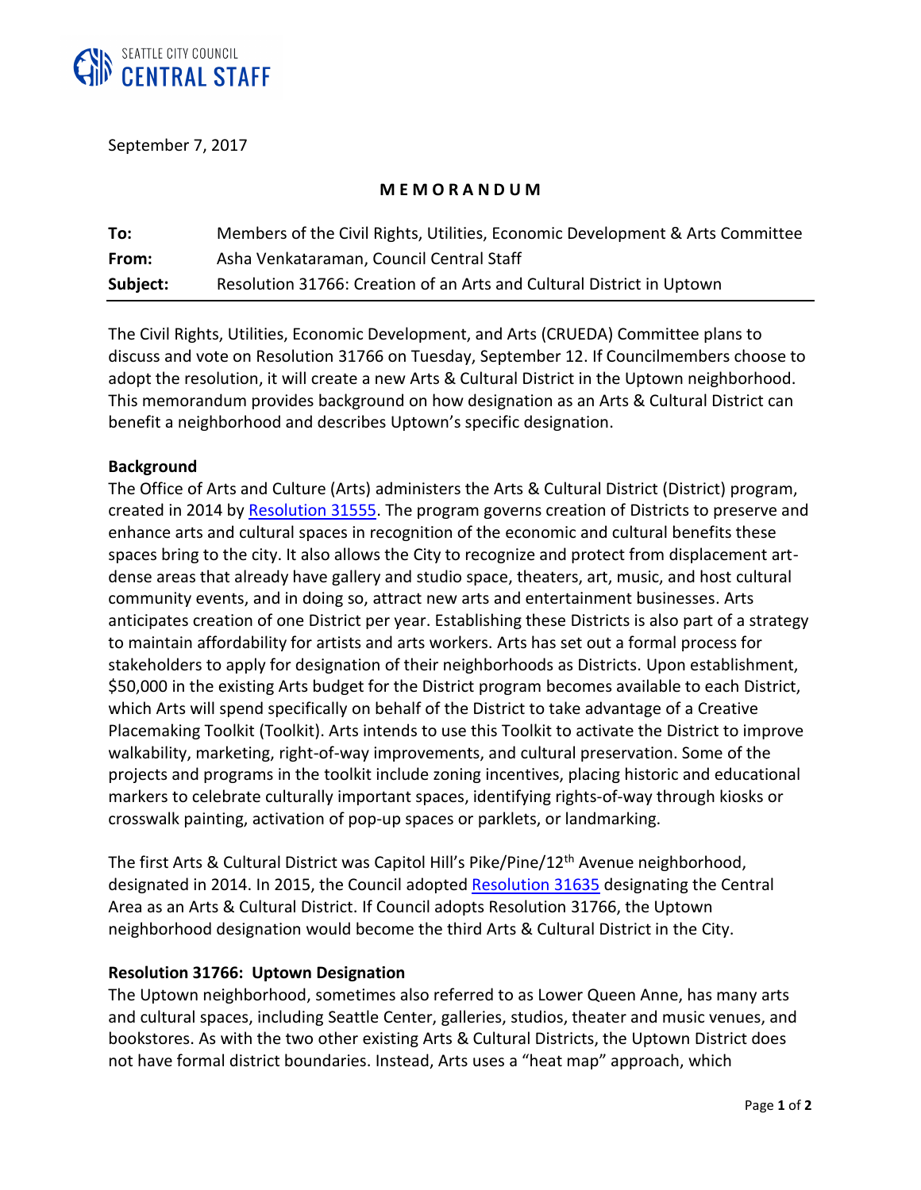SEATTLE CITY COUNCIL
CENTRAL STAFF

September 7, 2017

**M E M O R A N D U M**

| | |
|---|---|
| **To:** | Members of the Civil Rights, Utilities, Economic Development & Arts Committee |
| **From:** | Asha Venkataraman, Council Central Staff |
| **Subject:** | Resolution 31766: Creation of an Arts and Cultural District in Uptown |

The Civil Rights, Utilities, Economic Development, and Arts (CRUEDA) Committee plans to discuss and vote on Resolution 31766 on Tuesday, September 12. If Councilmembers choose to adopt the resolution, it will create a new Arts & Cultural District in the Uptown neighborhood. This memorandum provides background on how designation as an Arts & Cultural District can benefit a neighborhood and describes Uptown's specific designation.

**Background**

The Office of Arts and Culture (Arts) administers the Arts & Cultural District (District) program, created in 2014 by Resolution 31555. The program governs creation of Districts to preserve and enhance arts and cultural spaces in recognition of the economic and cultural benefits these spaces bring to the city. It also allows the City to recognize and protect from displacement art-dense areas that already have gallery and studio space, theaters, art, music, and host cultural community events, and in doing so, attract new arts and entertainment businesses. Arts anticipates creation of one District per year. Establishing these Districts is also part of a strategy to maintain affordability for artists and arts workers. Arts has set out a formal process for stakeholders to apply for designation of their neighborhoods as Districts. Upon establishment, $50,000 in the existing Arts budget for the District program becomes available to each District, which Arts will spend specifically on behalf of the District to take advantage of a Creative Placemaking Toolkit (Toolkit). Arts intends to use this Toolkit to activate the District to improve walkability, marketing, right-of-way improvements, and cultural preservation. Some of the projects and programs in the toolkit include zoning incentives, placing historic and educational markers to celebrate culturally important spaces, identifying rights-of-way through kiosks or crosswalk painting, activation of pop-up spaces or parklets, or landmarking.

The first Arts & Cultural District was Capitol Hill's Pike/Pine/12th Avenue neighborhood, designated in 2014. In 2015, the Council adopted Resolution 31635 designating the Central Area as an Arts & Cultural District. If Council adopts Resolution 31766, the Uptown neighborhood designation would become the third Arts & Cultural District in the City.

**Resolution 31766: Uptown Designation**

The Uptown neighborhood, sometimes also referred to as Lower Queen Anne, has many arts and cultural spaces, including Seattle Center, galleries, studios, theater and music venues, and bookstores. As with the two other existing Arts & Cultural Districts, the Uptown District does not have formal district boundaries. Instead, Arts uses a "heat map" approach, which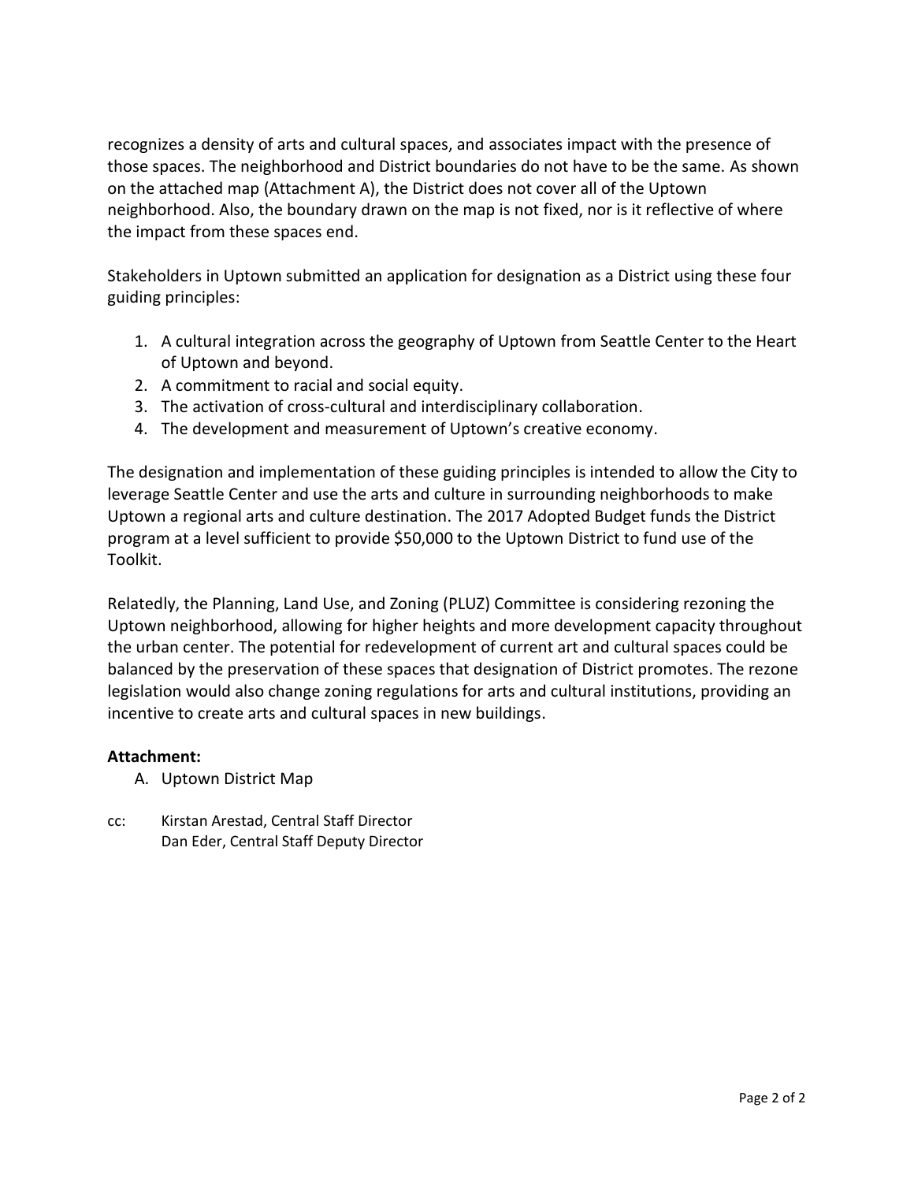recognizes a density of arts and cultural spaces, and associates impact with the presence of those spaces. The neighborhood and District boundaries do not have to be the same. As shown on the attached map (Attachment A), the District does not cover all of the Uptown neighborhood. Also, the boundary drawn on the map is not fixed, nor is it reflective of where the impact from these spaces end.

Stakeholders in Uptown submitted an application for designation as a District using these four guiding principles:

1. A cultural integration across the geography of Uptown from Seattle Center to the Heart of Uptown and beyond.
2. A commitment to racial and social equity.
3. The activation of cross-cultural and interdisciplinary collaboration.
4. The development and measurement of Uptown's creative economy.

The designation and implementation of these guiding principles is intended to allow the City to leverage Seattle Center and use the arts and culture in surrounding neighborhoods to make Uptown a regional arts and culture destination. The 2017 Adopted Budget funds the District program at a level sufficient to provide $50,000 to the Uptown District to fund use of the Toolkit.

Relatedly, the Planning, Land Use, and Zoning (PLUZ) Committee is considering rezoning the Uptown neighborhood, allowing for higher heights and more development capacity throughout the urban center. The potential for redevelopment of current art and cultural spaces could be balanced by the preservation of these spaces that designation of District promotes. The rezone legislation would also change zoning regulations for arts and cultural institutions, providing an incentive to create arts and cultural spaces in new buildings.

**Attachment:**

A. Uptown District Map

cc: Kirstan Arestad, Central Staff Director
Dan Eder, Central Staff Deputy Director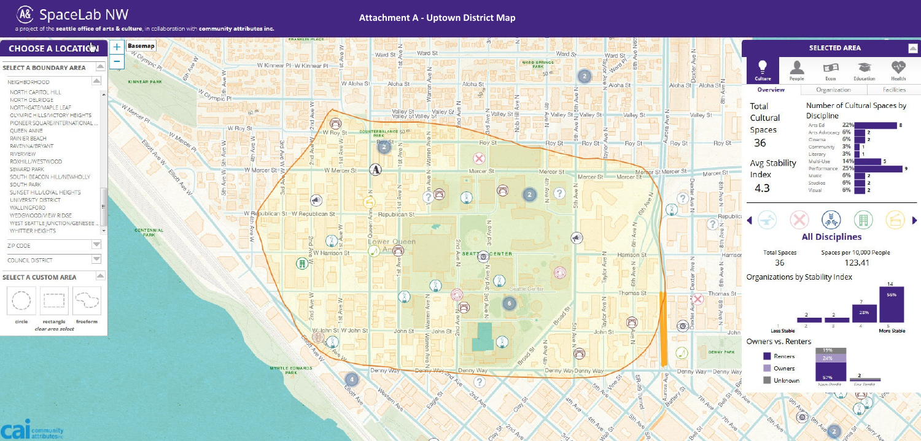# Attachment A - Uptown District Map

SpaceLab NW

a project of the seattle office of arts & culture, in collaboration with community attributes inc.

## CHOOSE A LOCATION

SELECT A BOUNDARY AREA

NEIGHBORHOOD

- NORTH CAPITOL HILL
- NORTH DELRIDGE
- NORTHGATE/MAPLE LEAF
- OLYMPIC HILLS/VICTORY HEIGHTS
- PIONEER SQUARE/INTERNATIONAL ...
- QUEEN ANNE
- RAINIER BEACH
- RAVENNA/BRYANT
- RIVERVIEW
- ROXHILL/WESTWOOD
- SEWARD PARK
- SOUTH BEACON HILL/NEWHOLLY
- SOUTH PARK
- SUNSET HILL/LOYAL HEIGHTS
- UNIVERSITY DISTRICT
- WALLINGFORD
- WEDGWOOD/VIEW RIDGE
- WEST SEATTLE JUNCTION/GENESEE ...
- WHITTIER HEIGHTS

ZIP CODE

COUNCIL DISTRICT

SELECT A CUSTOM AREA

circle rectangle freeform

clear area select

## SELECTED AREA

Culture People Econ Education Health

Overview Organization Facilities

Total Cultural Spaces
36

Avg Stability Index
4.3

Number of Cultural Spaces by Discipline

Arts Ed 22% 8
Arts Advocacy 6% 2
Cinema 6% 2
Community 3% 1
Literary 3% 1
Multi-Use 14% 5
Performance 25% 9
Music 6% 2
Studios 6% 2
Visual 6% 2

All Disciplines

Total Spaces
36

Spaces per 10,000 People
123.41

Organizations by Stability Index

1 2 3 4 5
2 2 7 14
28% 56%
Less Stable More Stable

Owners vs. Renters

Renters
Owners
Unknown

19%
24%
57%
2
Non-Profit For Profit